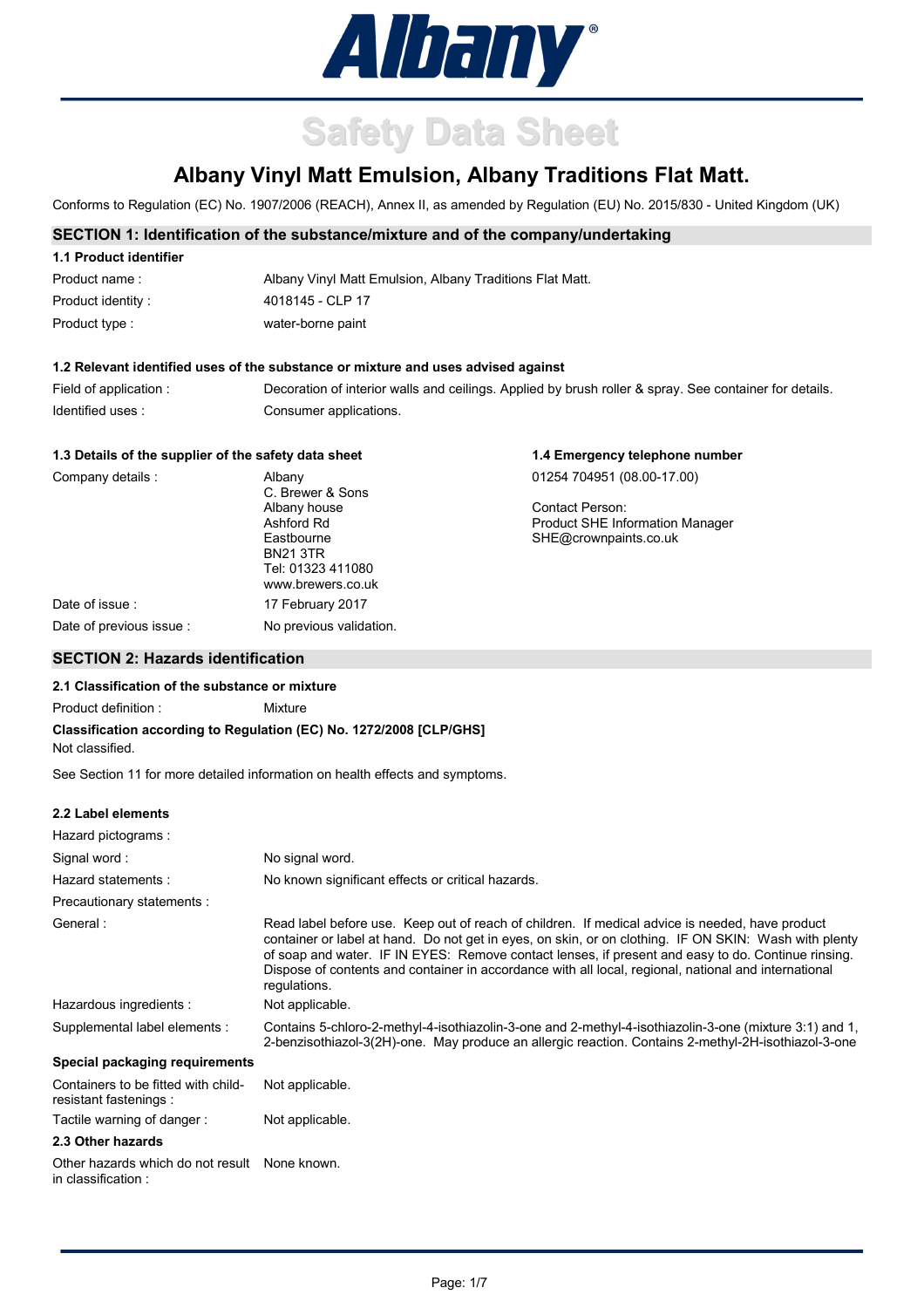Albany®

# Safety Data Sheet

## Albany Vinyl Matt Emulsion, Albany Traditions Flat Matt.

Conforms to Regulation (EC) No. 1907/2006 (REACH), Annex II, as amended by Regulation (EU) No. 2015/830 - United Kingdom (UK)

## SECTION 1: Identification of the substance/mixture and of the company/undertaking

### 1.1 Product identifier

| | |
|---|---|
| Product name : | Albany Vinyl Matt Emulsion, Albany Traditions Flat Matt. |
| Product identity : | 4018145 - CLP 17 |
| Product type : | water-borne paint |

### 1.2 Relevant identified uses of the substance or mixture and uses advised against

| | |
|---|---|
| Field of application : | Decoration of interior walls and ceilings. Applied by brush roller & spray. See container for details. |
| Identified uses : | Consumer applications. |

### 1.3 Details of the supplier of the safety data sheet

Company details :
Albany
C. Brewer & Sons
Albany house
Ashford Rd
Eastbourne
BN21 3TR
Tel: 01323 411080
www.brewers.co.uk

Date of issue : 17 February 2017

Date of previous issue : No previous validation.

### 1.4 Emergency telephone number

01254 704951 (08.00-17.00)

Contact Person:
Product SHE Information Manager
SHE@crownpaints.co.uk

## SECTION 2: Hazards identification

### 2.1 Classification of the substance or mixture

Product definition : Mixture

**Classification according to Regulation (EC) No. 1272/2008 [CLP/GHS]**

Not classified.

See Section 11 for more detailed information on health effects and symptoms.

### 2.2 Label elements

| | |
|---|---|
| Hazard pictograms : | |
| Signal word : | No signal word. |
| Hazard statements : | No known significant effects or critical hazards. |
| Precautionary statements : | |
| General : | Read label before use. Keep out of reach of children. If medical advice is needed, have product container or label at hand. Do not get in eyes, on skin, or on clothing. IF ON SKIN: Wash with plenty of soap and water. IF IN EYES: Remove contact lenses, if present and easy to do. Continue rinsing. Dispose of contents and container in accordance with all local, regional, national and international regulations. |
| Hazardous ingredients : | Not applicable. |
| Supplemental label elements : | Contains 5-chloro-2-methyl-4-isothiazolin-3-one and 2-methyl-4-isothiazolin-3-one (mixture 3:1) and 1, 2-benzisothiazol-3(2H)-one. May produce an allergic reaction. Contains 2-methyl-2H-isothiazol-3-one |

**Special packaging requirements**

| | |
|---|---|
| Containers to be fitted with child-resistant fastenings : | Not applicable. |
| Tactile warning of danger : | Not applicable. |

### 2.3 Other hazards

| | |
|---|---|
| Other hazards which do not result in classification : | None known. |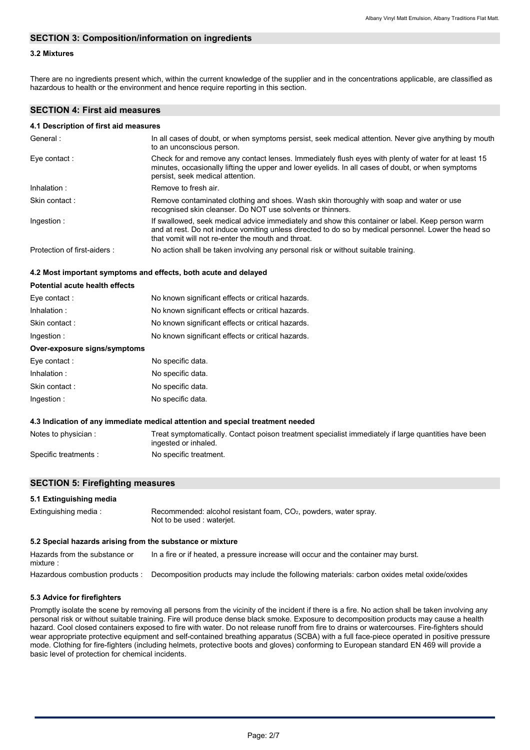## SECTION 3: Composition/information on ingredients

### 3.2 Mixtures

There are no ingredients present which, within the current knowledge of the supplier and in the concentrations applicable, are classified as hazardous to health or the environment and hence require reporting in this section.

## SECTION 4: First aid measures

### 4.1 Description of first aid measures

| | |
|---|---|
| General : | In all cases of doubt, or when symptoms persist, seek medical attention. Never give anything by mouth to an unconscious person. |
| Eye contact : | Check for and remove any contact lenses. Immediately flush eyes with plenty of water for at least 15 minutes, occasionally lifting the upper and lower eyelids. In all cases of doubt, or when symptoms persist, seek medical attention. |
| Inhalation : | Remove to fresh air. |
| Skin contact : | Remove contaminated clothing and shoes. Wash skin thoroughly with soap and water or use recognised skin cleanser. Do NOT use solvents or thinners. |
| Ingestion : | If swallowed, seek medical advice immediately and show this container or label. Keep person warm and at rest. Do not induce vomiting unless directed to do so by medical personnel. Lower the head so that vomit will not re-enter the mouth and throat. |
| Protection of first-aiders : | No action shall be taken involving any personal risk or without suitable training. |

### 4.2 Most important symptoms and effects, both acute and delayed

**Potential acute health effects**

| | |
|---|---|
| Eye contact : | No known significant effects or critical hazards. |
| Inhalation : | No known significant effects or critical hazards. |
| Skin contact : | No known significant effects or critical hazards. |
| Ingestion : | No known significant effects or critical hazards. |

**Over-exposure signs/symptoms**

| | |
|---|---|
| Eye contact : | No specific data. |
| Inhalation : | No specific data. |
| Skin contact : | No specific data. |
| Ingestion : | No specific data. |

### 4.3 Indication of any immediate medical attention and special treatment needed

| | |
|---|---|
| Notes to physician : | Treat symptomatically. Contact poison treatment specialist immediately if large quantities have been ingested or inhaled. |
| Specific treatments : | No specific treatment. |

## SECTION 5: Firefighting measures

### 5.1 Extinguishing media

| | |
|---|---|
| Extinguishing media : | Recommended: alcohol resistant foam, $CO_2$, powders, water spray.<br>Not to be used : waterjet. |

### 5.2 Special hazards arising from the substance or mixture

| | |
|---|---|
| Hazards from the substance or mixture : | In a fire or if heated, a pressure increase will occur and the container may burst. |
| Hazardous combustion products : | Decomposition products may include the following materials: carbon oxides metal oxide/oxides |

### 5.3 Advice for firefighters

Promptly isolate the scene by removing all persons from the vicinity of the incident if there is a fire. No action shall be taken involving any personal risk or without suitable training. Fire will produce dense black smoke. Exposure to decomposition products may cause a health hazard. Cool closed containers exposed to fire with water. Do not release runoff from fire to drains or watercourses. Fire-fighters should wear appropriate protective equipment and self-contained breathing apparatus (SCBA) with a full face-piece operated in positive pressure mode. Clothing for fire-fighters (including helmets, protective boots and gloves) conforming to European standard EN 469 will provide a basic level of protection for chemical incidents.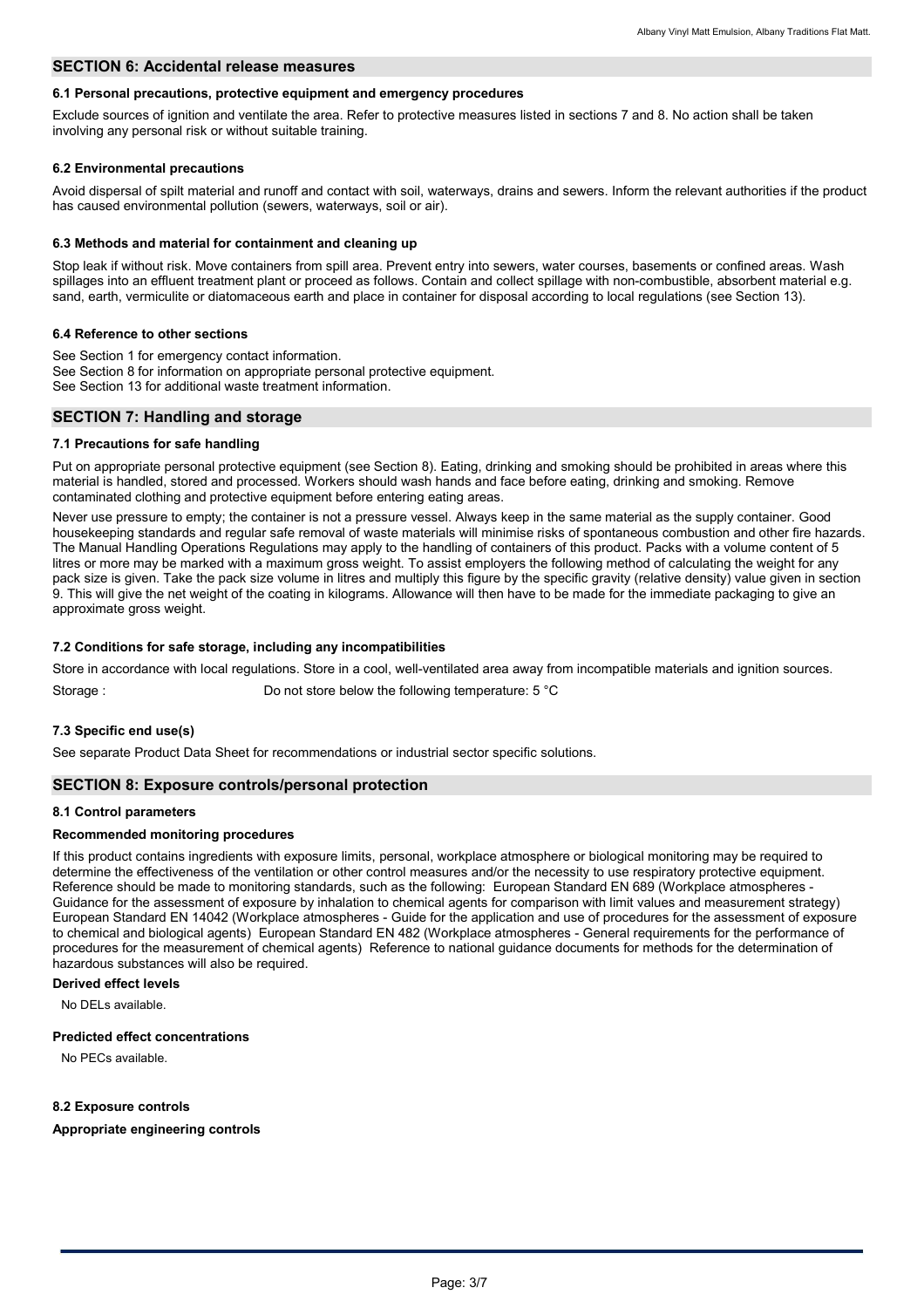## SECTION 6: Accidental release measures

### 6.1 Personal precautions, protective equipment and emergency procedures

Exclude sources of ignition and ventilate the area. Refer to protective measures listed in sections 7 and 8. No action shall be taken involving any personal risk or without suitable training.

### 6.2 Environmental precautions

Avoid dispersal of spilt material and runoff and contact with soil, waterways, drains and sewers. Inform the relevant authorities if the product has caused environmental pollution (sewers, waterways, soil or air).

### 6.3 Methods and material for containment and cleaning up

Stop leak if without risk. Move containers from spill area. Prevent entry into sewers, water courses, basements or confined areas. Wash spillages into an effluent treatment plant or proceed as follows. Contain and collect spillage with non-combustible, absorbent material e.g. sand, earth, vermiculite or diatomaceous earth and place in container for disposal according to local regulations (see Section 13).

### 6.4 Reference to other sections

See Section 1 for emergency contact information.
See Section 8 for information on appropriate personal protective equipment.
See Section 13 for additional waste treatment information.

## SECTION 7: Handling and storage

### 7.1 Precautions for safe handling

Put on appropriate personal protective equipment (see Section 8). Eating, drinking and smoking should be prohibited in areas where this material is handled, stored and processed. Workers should wash hands and face before eating, drinking and smoking. Remove contaminated clothing and protective equipment before entering eating areas.

Never use pressure to empty; the container is not a pressure vessel. Always keep in the same material as the supply container. Good housekeeping standards and regular safe removal of waste materials will minimise risks of spontaneous combustion and other fire hazards. The Manual Handling Operations Regulations may apply to the handling of containers of this product. Packs with a volume content of 5 litres or more may be marked with a maximum gross weight. To assist employers the following method of calculating the weight for any pack size is given. Take the pack size volume in litres and multiply this figure by the specific gravity (relative density) value given in section 9. This will give the net weight of the coating in kilograms. Allowance will then have to be made for the immediate packaging to give an approximate gross weight.

### 7.2 Conditions for safe storage, including any incompatibilities

Store in accordance with local regulations. Store in a cool, well-ventilated area away from incompatible materials and ignition sources.

Storage : Do not store below the following temperature: 5 °C

### 7.3 Specific end use(s)

See separate Product Data Sheet for recommendations or industrial sector specific solutions.

## SECTION 8: Exposure controls/personal protection

### 8.1 Control parameters

**Recommended monitoring procedures**

If this product contains ingredients with exposure limits, personal, workplace atmosphere or biological monitoring may be required to determine the effectiveness of the ventilation or other control measures and/or the necessity to use respiratory protective equipment. Reference should be made to monitoring standards, such as the following: European Standard EN 689 (Workplace atmospheres - Guidance for the assessment of exposure by inhalation to chemical agents for comparison with limit values and measurement strategy) European Standard EN 14042 (Workplace atmospheres - Guide for the application and use of procedures for the assessment of exposure to chemical and biological agents) European Standard EN 482 (Workplace atmospheres - General requirements for the performance of procedures for the measurement of chemical agents) Reference to national guidance documents for methods for the determination of hazardous substances will also be required.

**Derived effect levels**

No DELs available.

**Predicted effect concentrations**

No PECs available.

### 8.2 Exposure controls

**Appropriate engineering controls**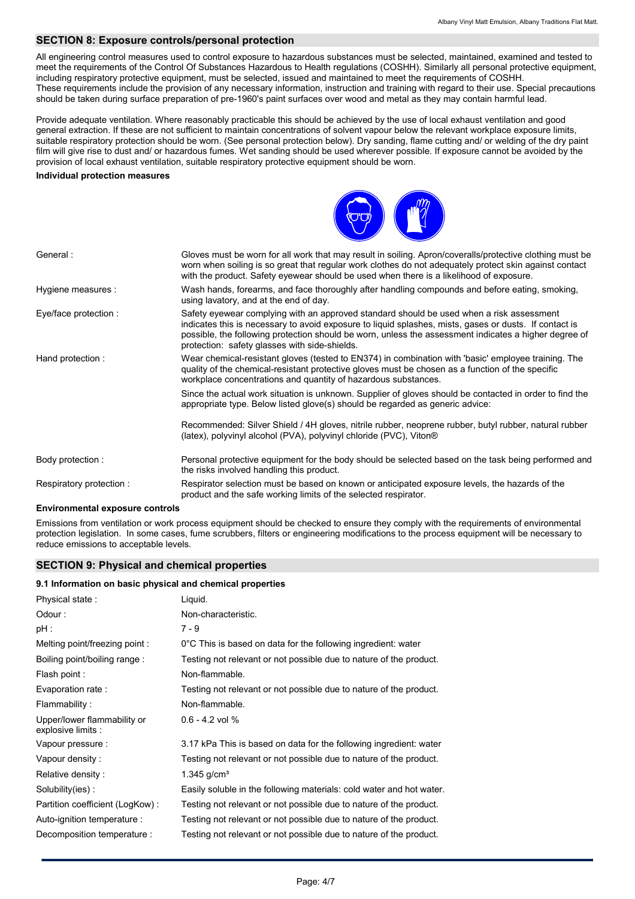## SECTION 8: Exposure controls/personal protection

All engineering control measures used to control exposure to hazardous substances must be selected, maintained, examined and tested to meet the requirements of the Control Of Substances Hazardous to Health regulations (COSHH). Similarly all personal protective equipment, including respiratory protective equipment, must be selected, issued and maintained to meet the requirements of COSHH. These requirements include the provision of any necessary information, instruction and training with regard to their use. Special precautions should be taken during surface preparation of pre-1960's paint surfaces over wood and metal as they may contain harmful lead.

Provide adequate ventilation. Where reasonably practicable this should be achieved by the use of local exhaust ventilation and good general extraction. If these are not sufficient to maintain concentrations of solvent vapour below the relevant workplace exposure limits, suitable respiratory protection should be worn. (See personal protection below). Dry sanding, flame cutting and/ or welding of the dry paint film will give rise to dust and/ or hazardous fumes. Wet sanding should be used wherever possible. If exposure cannot be avoided by the provision of local exhaust ventilation, suitable respiratory protective equipment should be worn.

**Individual protection measures**

| | |
|---|---|
| General : | Gloves must be worn for all work that may result in soiling. Apron/coveralls/protective clothing must be worn when soiling is so great that regular work clothes do not adequately protect skin against contact with the product. Safety eyewear should be used when there is a likelihood of exposure. |
| Hygiene measures : | Wash hands, forearms, and face thoroughly after handling compounds and before eating, smoking, using lavatory, and at the end of day. |
| Eye/face protection : | Safety eyewear complying with an approved standard should be used when a risk assessment indicates this is necessary to avoid exposure to liquid splashes, mists, gases or dusts. If contact is possible, the following protection should be worn, unless the assessment indicates a higher degree of protection: safety glasses with side-shields. |
| Hand protection : | Wear chemical-resistant gloves (tested to EN374) in combination with 'basic' employee training. The quality of the chemical-resistant protective gloves must be chosen as a function of the specific workplace concentrations and quantity of hazardous substances.<br><br>Since the actual work situation is unknown. Supplier of gloves should be contacted in order to find the appropriate type. Below listed glove(s) should be regarded as generic advice:<br><br>Recommended: Silver Shield / 4H gloves, nitrile rubber, neoprene rubber, butyl rubber, natural rubber (latex), polyvinyl alcohol (PVA), polyvinyl chloride (PVC), Viton® |
| Body protection : | Personal protective equipment for the body should be selected based on the task being performed and the risks involved handling this product. |
| Respiratory protection : | Respirator selection must be based on known or anticipated exposure levels, the hazards of the product and the safe working limits of the selected respirator. |

**Environmental exposure controls**

Emissions from ventilation or work process equipment should be checked to ensure they comply with the requirements of environmental protection legislation. In some cases, fume scrubbers, filters or engineering modifications to the process equipment will be necessary to reduce emissions to acceptable levels.

## SECTION 9: Physical and chemical properties

### 9.1 Information on basic physical and chemical properties

| | |
|---|---|
| Physical state : | Liquid. |
| Odour : | Non-characteristic. |
| pH : | 7 - 9 |
| Melting point/freezing point : | 0°C This is based on data for the following ingredient: water |
| Boiling point/boiling range : | Testing not relevant or not possible due to nature of the product. |
| Flash point : | Non-flammable. |
| Evaporation rate : | Testing not relevant or not possible due to nature of the product. |
| Flammability : | Non-flammable. |
| Upper/lower flammability or explosive limits : | 0.6 - 4.2 vol % |
| Vapour pressure : | 3.17 kPa This is based on data for the following ingredient: water |
| Vapour density : | Testing not relevant or not possible due to nature of the product. |
| Relative density : | 1.345 g/cm³ |
| Solubility(ies) : | Easily soluble in the following materials: cold water and hot water. |
| Partition coefficient (LogKow) : | Testing not relevant or not possible due to nature of the product. |
| Auto-ignition temperature : | Testing not relevant or not possible due to nature of the product. |
| Decomposition temperature : | Testing not relevant or not possible due to nature of the product. |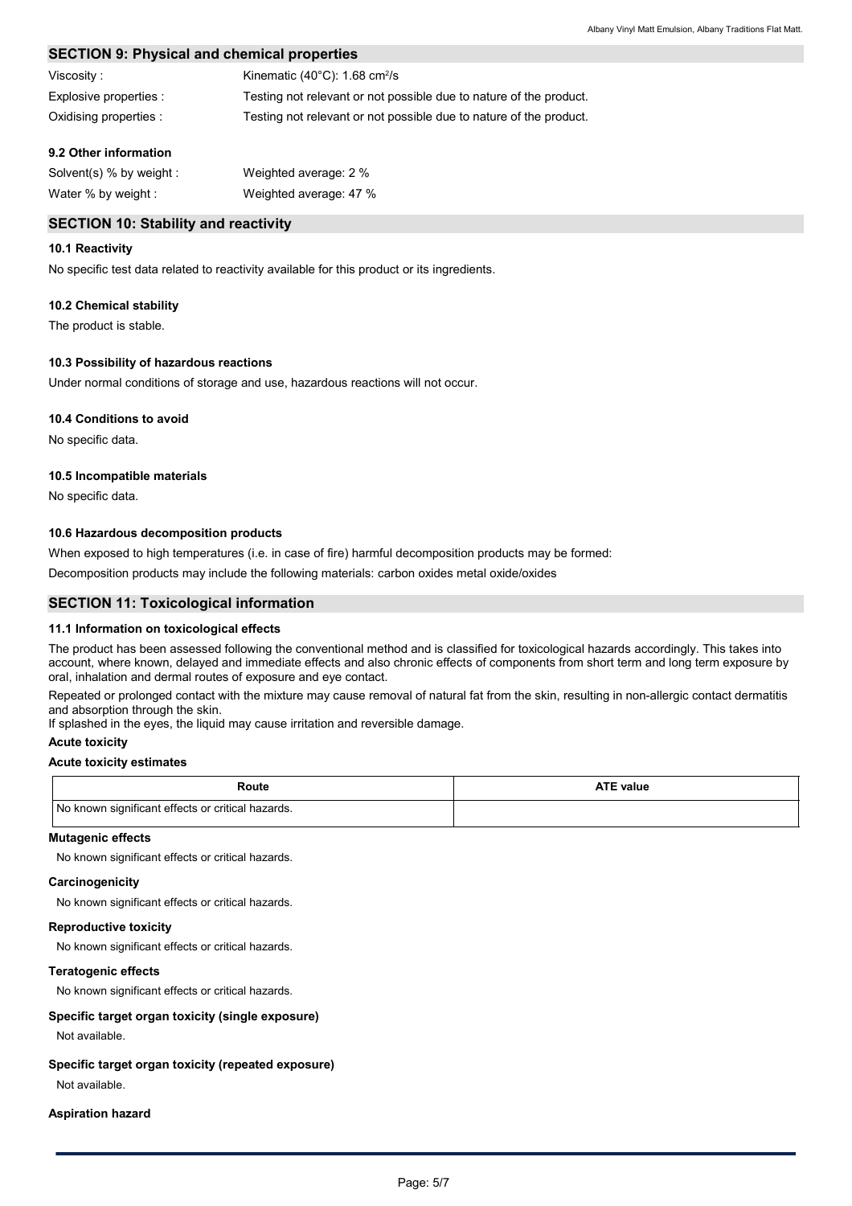## SECTION 9: Physical and chemical properties

| | |
|---|---|
| Viscosity : | Kinematic (40°C): 1.68 $cm^2/s$ |
| Explosive properties : | Testing not relevant or not possible due to nature of the product. |
| Oxidising properties : | Testing not relevant or not possible due to nature of the product. |

### 9.2 Other information

| | |
|---|---|
| Solvent(s) % by weight : | Weighted average: 2 % |
| Water % by weight : | Weighted average: 47 % |

## SECTION 10: Stability and reactivity

### 10.1 Reactivity

No specific test data related to reactivity available for this product or its ingredients.

### 10.2 Chemical stability

The product is stable.

### 10.3 Possibility of hazardous reactions

Under normal conditions of storage and use, hazardous reactions will not occur.

### 10.4 Conditions to avoid

No specific data.

### 10.5 Incompatible materials

No specific data.

### 10.6 Hazardous decomposition products

When exposed to high temperatures (i.e. in case of fire) harmful decomposition products may be formed:

Decomposition products may include the following materials: carbon oxides metal oxide/oxides

## SECTION 11: Toxicological information

### 11.1 Information on toxicological effects

The product has been assessed following the conventional method and is classified for toxicological hazards accordingly. This takes into account, where known, delayed and immediate effects and also chronic effects of components from short term and long term exposure by oral, inhalation and dermal routes of exposure and eye contact.

Repeated or prolonged contact with the mixture may cause removal of natural fat from the skin, resulting in non-allergic contact dermatitis and absorption through the skin.
If splashed in the eyes, the liquid may cause irritation and reversible damage.

**Acute toxicity**

**Acute toxicity estimates**

| Route | ATE value |
|---|---|
| No known significant effects or critical hazards. | |

**Mutagenic effects**

No known significant effects or critical hazards.

**Carcinogenicity**

No known significant effects or critical hazards.

**Reproductive toxicity**

No known significant effects or critical hazards.

**Teratogenic effects**

No known significant effects or critical hazards.

**Specific target organ toxicity (single exposure)**

Not available.

**Specific target organ toxicity (repeated exposure)**

Not available.

**Aspiration hazard**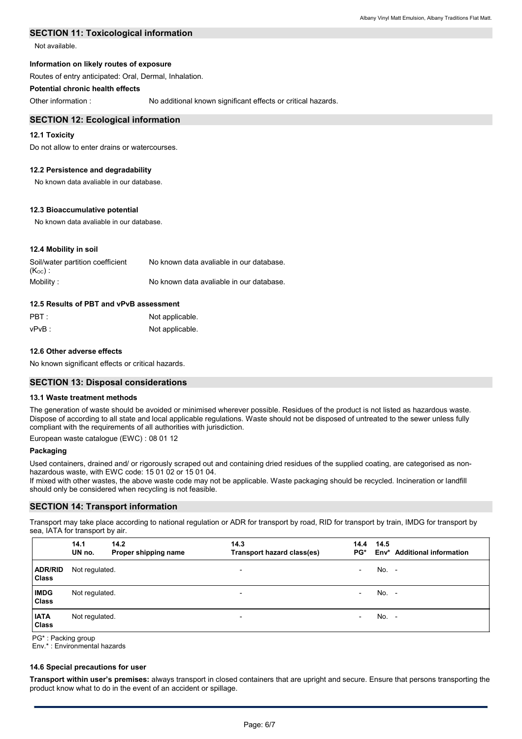## SECTION 11: Toxicological information

Not available.

**Information on likely routes of exposure**

Routes of entry anticipated: Oral, Dermal, Inhalation.

**Potential chronic health effects**

Other information : No additional known significant effects or critical hazards.

## SECTION 12: Ecological information

### 12.1 Toxicity

Do not allow to enter drains or watercourses.

### 12.2 Persistence and degradability

No known data avaliable in our database.

### 12.3 Bioaccumulative potential

No known data avaliable in our database.

### 12.4 Mobility in soil

Soil/water partition coefficient ($K_{OC}$) : No known data avaliable in our database.

Mobility : No known data avaliable in our database.

### 12.5 Results of PBT and vPvB assessment

PBT : Not applicable.

vPvB : Not applicable.

### 12.6 Other adverse effects

No known significant effects or critical hazards.

## SECTION 13: Disposal considerations

### 13.1 Waste treatment methods

The generation of waste should be avoided or minimised wherever possible. Residues of the product is not listed as hazardous waste. Dispose of according to all state and local applicable regulations. Waste should not be disposed of untreated to the sewer unless fully compliant with the requirements of all authorities with jurisdiction.

European waste catalogue (EWC) : 08 01 12

**Packaging**

Used containers, drained and/ or rigorously scraped out and containing dried residues of the supplied coating, are categorised as non-hazardous waste, with EWC code: 15 01 02 or 15 01 04.

If mixed with other wastes, the above waste code may not be applicable. Waste packaging should be recycled. Incineration or landfill should only be considered when recycling is not feasible.

## SECTION 14: Transport information

Transport may take place according to national regulation or ADR for transport by road, RID for transport by train, IMDG for transport by sea, IATA for transport by air.

| | 14.1 UN no. | 14.2 Proper shipping name | 14.3 Transport hazard class(es) | 14.4 PG* | 14.5 Env* | Additional information |
|---|---|---|---|---|---|---|
| **ADR/RID Class** | Not regulated. | | - | - | No. | - |
| **IMDG Class** | Not regulated. | | - | - | No. | - |
| **IATA Class** | Not regulated. | | - | - | No. | - |

PG* : Packing group
Env.* : Environmental hazards

### 14.6 Special precautions for user

**Transport within user's premises:** always transport in closed containers that are upright and secure. Ensure that persons transporting the product know what to do in the event of an accident or spillage.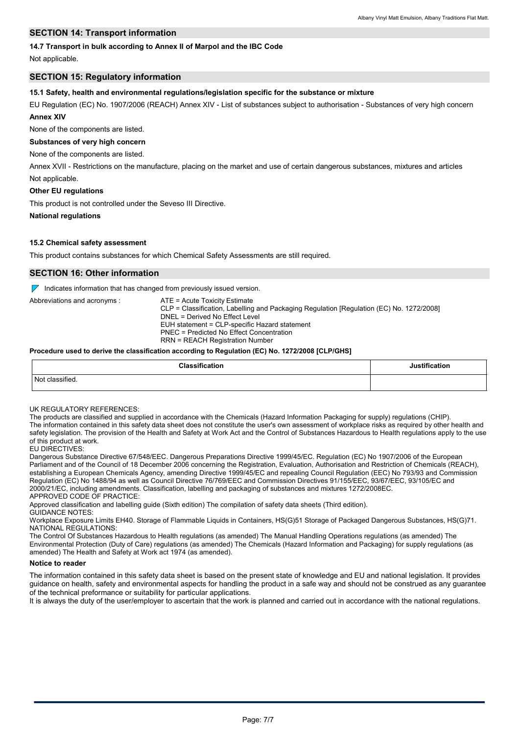## SECTION 14: Transport information

**14.7 Transport in bulk according to Annex II of Marpol and the IBC Code**

Not applicable.

## SECTION 15: Regulatory information

**15.1 Safety, health and environmental regulations/legislation specific for the substance or mixture**

EU Regulation (EC) No. 1907/2006 (REACH) Annex XIV - List of substances subject to authorisation - Substances of very high concern

**Annex XIV**

None of the components are listed.

**Substances of very high concern**

None of the components are listed.

Annex XVII - Restrictions on the manufacture, placing on the market and use of certain dangerous substances, mixtures and articles

Not applicable.

**Other EU regulations**

This product is not controlled under the Seveso III Directive.

**National regulations**

**15.2 Chemical safety assessment**

This product contains substances for which Chemical Safety Assessments are still required.

## SECTION 16: Other information

Indicates information that has changed from previously issued version.

Abbreviations and acronyms :
- ATE = Acute Toxicity Estimate
- CLP = Classification, Labelling and Packaging Regulation [Regulation (EC) No. 1272/2008]
- DNEL = Derived No Effect Level
- EUH statement = CLP-specific Hazard statement
- PNEC = Predicted No Effect Concentration
- RRN = REACH Registration Number

**Procedure used to derive the classification according to Regulation (EC) No. 1272/2008 [CLP/GHS]**

| Classification | Justification |
|---|---|
| Not classified. | |

UK REGULATORY REFERENCES:
The products are classified and supplied in accordance with the Chemicals (Hazard Information Packaging for supply) regulations (CHIP).
The information contained in this safety data sheet does not constitute the user's own assessment of workplace risks as required by other health and safety legislation. The provision of the Health and Safety at Work Act and the Control of Substances Hazardous to Health regulations apply to the use of this product at work.
EU DIRECTIVES:
Dangerous Substance Directive 67/548/EEC. Dangerous Preparations Directive 1999/45/EC. Regulation (EC) No 1907/2006 of the European Parliament and of the Council of 18 December 2006 concerning the Registration, Evaluation, Authorisation and Restriction of Chemicals (REACH), establishing a European Chemicals Agency, amending Directive 1999/45/EC and repealing Council Regulation (EEC) No 793/93 and Commission Regulation (EC) No 1488/94 as well as Council Directive 76/769/EEC and Commission Directives 91/155/EEC, 93/67/EEC, 93/105/EC and 2000/21/EC, including amendments. Classification, labelling and packaging of substances and mixtures 1272/2008EC.
APPROVED CODE OF PRACTICE:
Approved classification and labelling guide (Sixth edition) The compilation of safety data sheets (Third edition).
GUIDANCE NOTES:
Workplace Exposure Limits EH40. Storage of Flammable Liquids in Containers, HS(G)51 Storage of Packaged Dangerous Substances, HS(G)71.
NATIONAL REGULATIONS:
The Control Of Substances Hazardous to Health regulations (as amended) The Manual Handling Operations regulations (as amended) The Environmental Protection (Duty of Care) regulations (as amended) The Chemicals (Hazard Information and Packaging) for supply regulations (as amended) The Health and Safety at Work act 1974 (as amended).

**Notice to reader**

The information contained in this safety data sheet is based on the present state of knowledge and EU and national legislation. It provides guidance on health, safety and environmental aspects for handling the product in a safe way and should not be construed as any guarantee of the technical preformance or suitability for particular applications.
It is always the duty of the user/employer to ascertain that the work is planned and carried out in accordance with the national regulations.